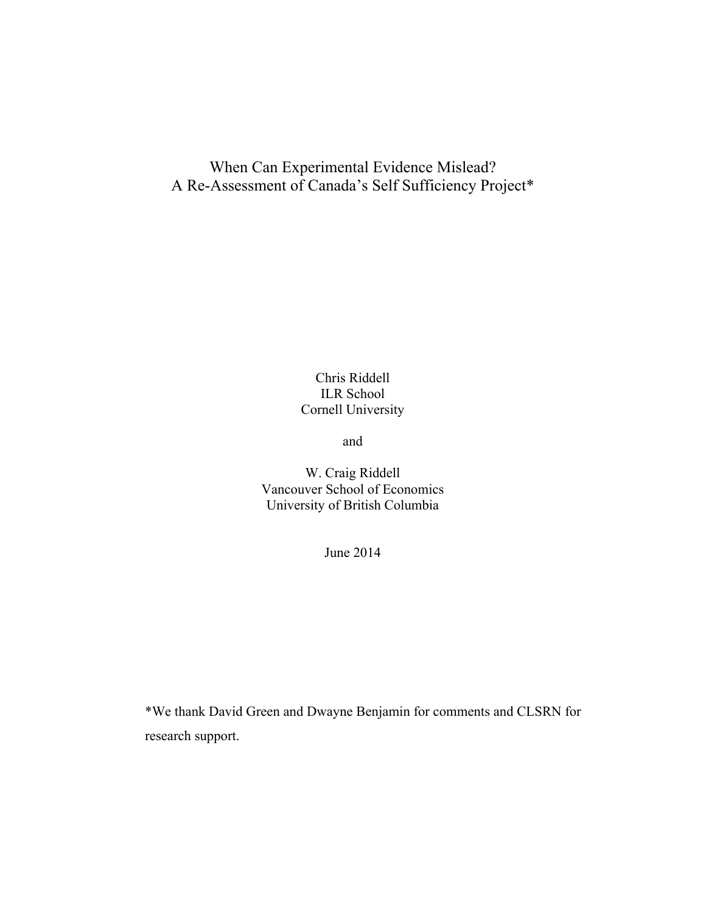# When Can Experimental Evidence Mislead?
# A Re-Assessment of Canada's Self Sufficiency Project*

Chris Riddell
ILR School
Cornell University

and

W. Craig Riddell
Vancouver School of Economics
University of British Columbia

June 2014

*We thank David Green and Dwayne Benjamin for comments and CLSRN for research support.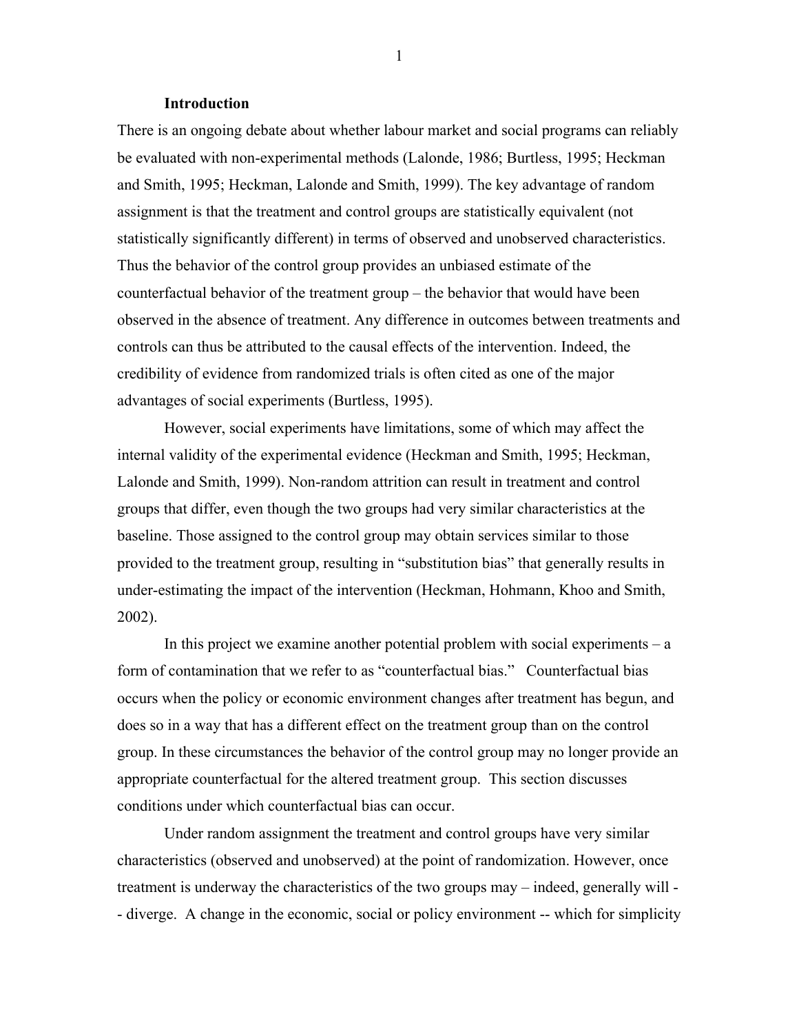## Introduction

There is an ongoing debate about whether labour market and social programs can reliably be evaluated with non-experimental methods (Lalonde, 1986; Burtless, 1995; Heckman and Smith, 1995; Heckman, Lalonde and Smith, 1999). The key advantage of random assignment is that the treatment and control groups are statistically equivalent (not statistically significantly different) in terms of observed and unobserved characteristics. Thus the behavior of the control group provides an unbiased estimate of the counterfactual behavior of the treatment group – the behavior that would have been observed in the absence of treatment. Any difference in outcomes between treatments and controls can thus be attributed to the causal effects of the intervention. Indeed, the credibility of evidence from randomized trials is often cited as one of the major advantages of social experiments (Burtless, 1995).

However, social experiments have limitations, some of which may affect the internal validity of the experimental evidence (Heckman and Smith, 1995; Heckman, Lalonde and Smith, 1999). Non-random attrition can result in treatment and control groups that differ, even though the two groups had very similar characteristics at the baseline. Those assigned to the control group may obtain services similar to those provided to the treatment group, resulting in "substitution bias" that generally results in under-estimating the impact of the intervention (Heckman, Hohmann, Khoo and Smith, 2002).

In this project we examine another potential problem with social experiments – a form of contamination that we refer to as "counterfactual bias." Counterfactual bias occurs when the policy or economic environment changes after treatment has begun, and does so in a way that has a different effect on the treatment group than on the control group. In these circumstances the behavior of the control group may no longer provide an appropriate counterfactual for the altered treatment group. This section discusses conditions under which counterfactual bias can occur.

Under random assignment the treatment and control groups have very similar characteristics (observed and unobserved) at the point of randomization. However, once treatment is underway the characteristics of the two groups may – indeed, generally will -- diverge. A change in the economic, social or policy environment -- which for simplicity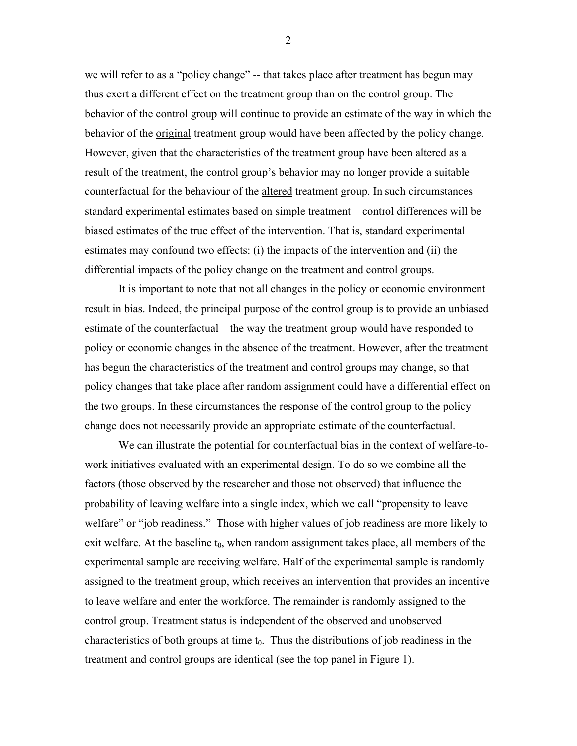we will refer to as a "policy change" -- that takes place after treatment has begun may thus exert a different effect on the treatment group than on the control group. The behavior of the control group will continue to provide an estimate of the way in which the behavior of the original treatment group would have been affected by the policy change. However, given that the characteristics of the treatment group have been altered as a result of the treatment, the control group's behavior may no longer provide a suitable counterfactual for the behaviour of the altered treatment group. In such circumstances standard experimental estimates based on simple treatment – control differences will be biased estimates of the true effect of the intervention. That is, standard experimental estimates may confound two effects: (i) the impacts of the intervention and (ii) the differential impacts of the policy change on the treatment and control groups.

It is important to note that not all changes in the policy or economic environment result in bias. Indeed, the principal purpose of the control group is to provide an unbiased estimate of the counterfactual – the way the treatment group would have responded to policy or economic changes in the absence of the treatment. However, after the treatment has begun the characteristics of the treatment and control groups may change, so that policy changes that take place after random assignment could have a differential effect on the two groups. In these circumstances the response of the control group to the policy change does not necessarily provide an appropriate estimate of the counterfactual.

We can illustrate the potential for counterfactual bias in the context of welfare-to-work initiatives evaluated with an experimental design. To do so we combine all the factors (those observed by the researcher and those not observed) that influence the probability of leaving welfare into a single index, which we call "propensity to leave welfare" or "job readiness." Those with higher values of job readiness are more likely to exit welfare. At the baseline $t_0$, when random assignment takes place, all members of the experimental sample are receiving welfare. Half of the experimental sample is randomly assigned to the treatment group, which receives an intervention that provides an incentive to leave welfare and enter the workforce. The remainder is randomly assigned to the control group. Treatment status is independent of the observed and unobserved characteristics of both groups at time $t_0$. Thus the distributions of job readiness in the treatment and control groups are identical (see the top panel in Figure 1).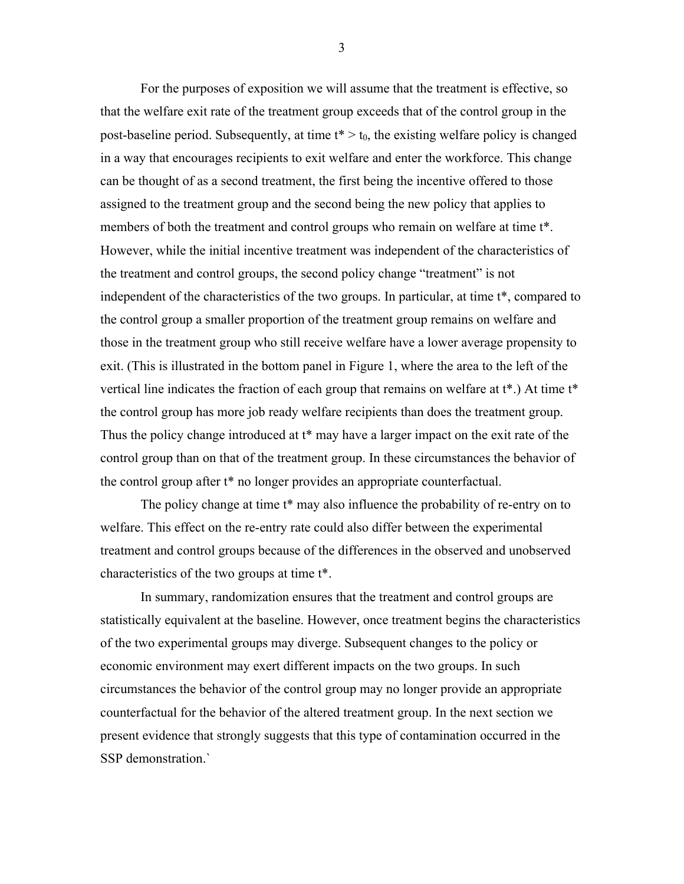For the purposes of exposition we will assume that the treatment is effective, so that the welfare exit rate of the treatment group exceeds that of the control group in the post-baseline period. Subsequently, at time $t^* > t_0$, the existing welfare policy is changed in a way that encourages recipients to exit welfare and enter the workforce. This change can be thought of as a second treatment, the first being the incentive offered to those assigned to the treatment group and the second being the new policy that applies to members of both the treatment and control groups who remain on welfare at time $t^*$. However, while the initial incentive treatment was independent of the characteristics of the treatment and control groups, the second policy change "treatment" is not independent of the characteristics of the two groups. In particular, at time $t^*$, compared to the control group a smaller proportion of the treatment group remains on welfare and those in the treatment group who still receive welfare have a lower average propensity to exit. (This is illustrated in the bottom panel in Figure 1, where the area to the left of the vertical line indicates the fraction of each group that remains on welfare at $t^*$.) At time $t^*$ the control group has more job ready welfare recipients than does the treatment group. Thus the policy change introduced at $t^*$ may have a larger impact on the exit rate of the control group than on that of the treatment group. In these circumstances the behavior of the control group after $t^*$ no longer provides an appropriate counterfactual.

The policy change at time $t^*$ may also influence the probability of re-entry on to welfare. This effect on the re-entry rate could also differ between the experimental treatment and control groups because of the differences in the observed and unobserved characteristics of the two groups at time $t^*$.

In summary, randomization ensures that the treatment and control groups are statistically equivalent at the baseline. However, once treatment begins the characteristics of the two experimental groups may diverge. Subsequent changes to the policy or economic environment may exert different impacts on the two groups. In such circumstances the behavior of the control group may no longer provide an appropriate counterfactual for the behavior of the altered treatment group. In the next section we present evidence that strongly suggests that this type of contamination occurred in the SSP demonstration.`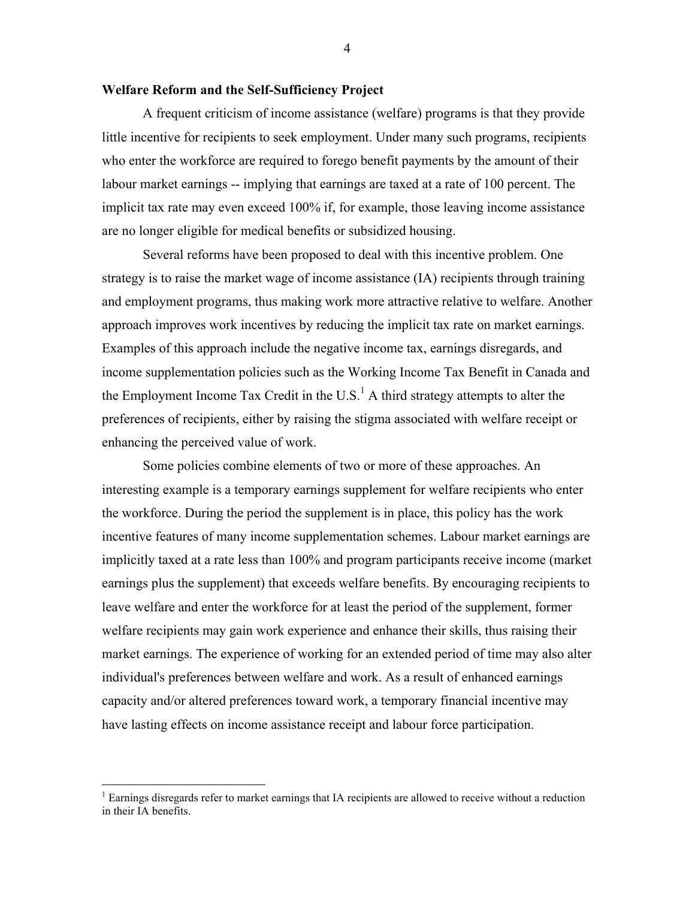## Welfare Reform and the Self-Sufficiency Project

A frequent criticism of income assistance (welfare) programs is that they provide little incentive for recipients to seek employment. Under many such programs, recipients who enter the workforce are required to forego benefit payments by the amount of their labour market earnings -- implying that earnings are taxed at a rate of 100 percent. The implicit tax rate may even exceed 100% if, for example, those leaving income assistance are no longer eligible for medical benefits or subsidized housing.

Several reforms have been proposed to deal with this incentive problem. One strategy is to raise the market wage of income assistance (IA) recipients through training and employment programs, thus making work more attractive relative to welfare. Another approach improves work incentives by reducing the implicit tax rate on market earnings. Examples of this approach include the negative income tax, earnings disregards, and income supplementation policies such as the Working Income Tax Benefit in Canada and the Employment Income Tax Credit in the U.S.[1] A third strategy attempts to alter the preferences of recipients, either by raising the stigma associated with welfare receipt or enhancing the perceived value of work.

Some policies combine elements of two or more of these approaches. An interesting example is a temporary earnings supplement for welfare recipients who enter the workforce. During the period the supplement is in place, this policy has the work incentive features of many income supplementation schemes. Labour market earnings are implicitly taxed at a rate less than 100% and program participants receive income (market earnings plus the supplement) that exceeds welfare benefits. By encouraging recipients to leave welfare and enter the workforce for at least the period of the supplement, former welfare recipients may gain work experience and enhance their skills, thus raising their market earnings. The experience of working for an extended period of time may also alter individual's preferences between welfare and work. As a result of enhanced earnings capacity and/or altered preferences toward work, a temporary financial incentive may have lasting effects on income assistance receipt and labour force participation.

[1] Earnings disregards refer to market earnings that IA recipients are allowed to receive without a reduction in their IA benefits.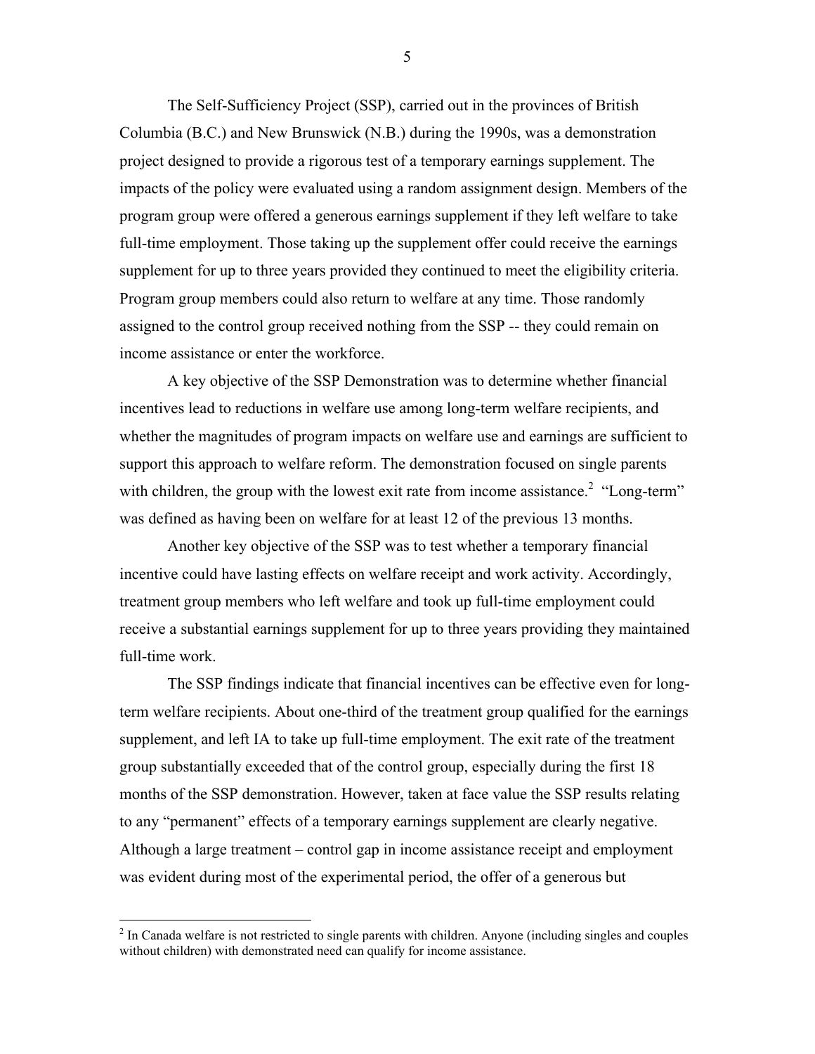The Self-Sufficiency Project (SSP), carried out in the provinces of British Columbia (B.C.) and New Brunswick (N.B.) during the 1990s, was a demonstration project designed to provide a rigorous test of a temporary earnings supplement. The impacts of the policy were evaluated using a random assignment design. Members of the program group were offered a generous earnings supplement if they left welfare to take full-time employment. Those taking up the supplement offer could receive the earnings supplement for up to three years provided they continued to meet the eligibility criteria. Program group members could also return to welfare at any time. Those randomly assigned to the control group received nothing from the SSP -- they could remain on income assistance or enter the workforce.

A key objective of the SSP Demonstration was to determine whether financial incentives lead to reductions in welfare use among long-term welfare recipients, and whether the magnitudes of program impacts on welfare use and earnings are sufficient to support this approach to welfare reform. The demonstration focused on single parents with children, the group with the lowest exit rate from income assistance.[2] "Long-term" was defined as having been on welfare for at least 12 of the previous 13 months.

Another key objective of the SSP was to test whether a temporary financial incentive could have lasting effects on welfare receipt and work activity. Accordingly, treatment group members who left welfare and took up full-time employment could receive a substantial earnings supplement for up to three years providing they maintained full-time work.

The SSP findings indicate that financial incentives can be effective even for long-term welfare recipients. About one-third of the treatment group qualified for the earnings supplement, and left IA to take up full-time employment. The exit rate of the treatment group substantially exceeded that of the control group, especially during the first 18 months of the SSP demonstration. However, taken at face value the SSP results relating to any "permanent" effects of a temporary earnings supplement are clearly negative. Although a large treatment – control gap in income assistance receipt and employment was evident during most of the experimental period, the offer of a generous but

[2] In Canada welfare is not restricted to single parents with children. Anyone (including singles and couples without children) with demonstrated need can qualify for income assistance.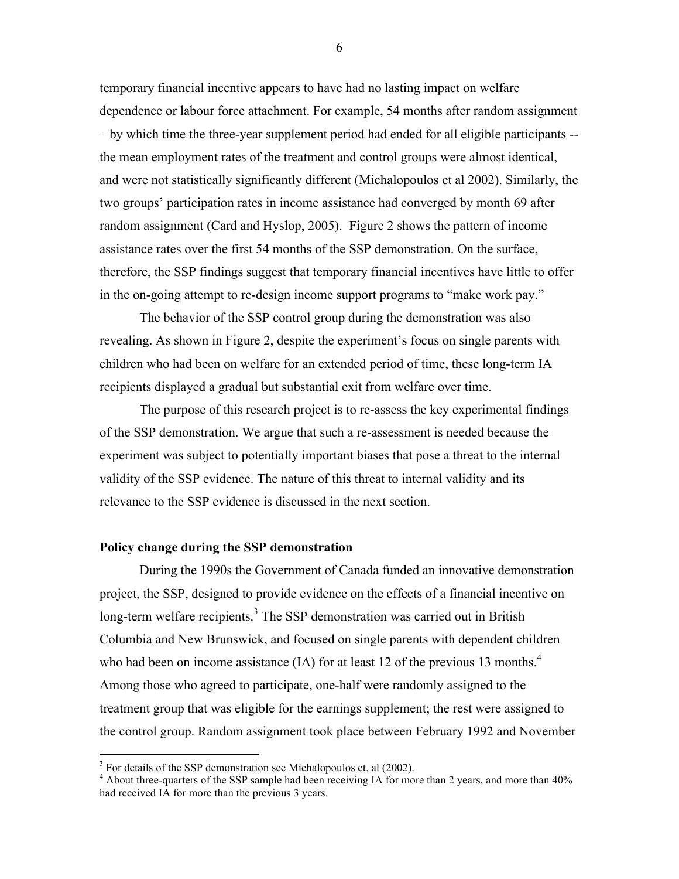temporary financial incentive appears to have had no lasting impact on welfare dependence or labour force attachment. For example, 54 months after random assignment – by which time the three-year supplement period had ended for all eligible participants -- the mean employment rates of the treatment and control groups were almost identical, and were not statistically significantly different (Michalopoulos et al 2002). Similarly, the two groups' participation rates in income assistance had converged by month 69 after random assignment (Card and Hyslop, 2005). Figure 2 shows the pattern of income assistance rates over the first 54 months of the SSP demonstration. On the surface, therefore, the SSP findings suggest that temporary financial incentives have little to offer in the on-going attempt to re-design income support programs to "make work pay."

The behavior of the SSP control group during the demonstration was also revealing. As shown in Figure 2, despite the experiment's focus on single parents with children who had been on welfare for an extended period of time, these long-term IA recipients displayed a gradual but substantial exit from welfare over time.

The purpose of this research project is to re-assess the key experimental findings of the SSP demonstration. We argue that such a re-assessment is needed because the experiment was subject to potentially important biases that pose a threat to the internal validity of the SSP evidence. The nature of this threat to internal validity and its relevance to the SSP evidence is discussed in the next section.

**Policy change during the SSP demonstration**

During the 1990s the Government of Canada funded an innovative demonstration project, the SSP, designed to provide evidence on the effects of a financial incentive on long-term welfare recipients.[3] The SSP demonstration was carried out in British Columbia and New Brunswick, and focused on single parents with dependent children who had been on income assistance (IA) for at least 12 of the previous 13 months.[4] Among those who agreed to participate, one-half were randomly assigned to the treatment group that was eligible for the earnings supplement; the rest were assigned to the control group. Random assignment took place between February 1992 and November

[3] For details of the SSP demonstration see Michalopoulos et. al (2002).

[4] About three-quarters of the SSP sample had been receiving IA for more than 2 years, and more than 40% had received IA for more than the previous 3 years.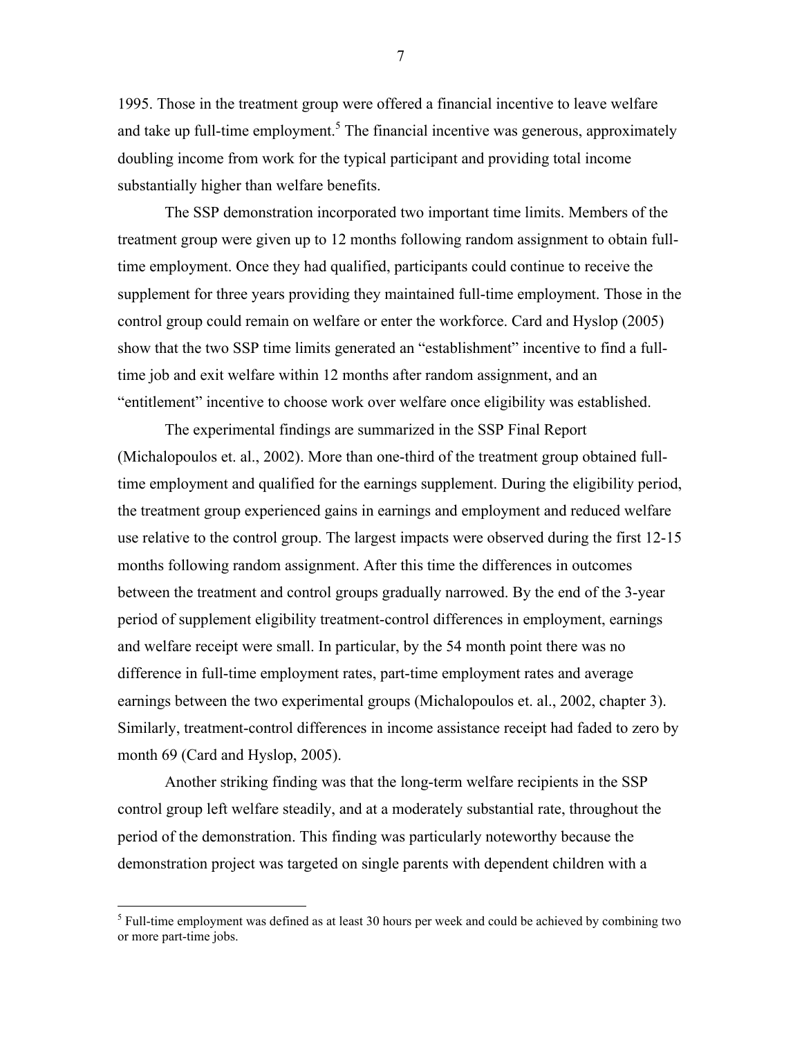1995. Those in the treatment group were offered a financial incentive to leave welfare and take up full-time employment.[5] The financial incentive was generous, approximately doubling income from work for the typical participant and providing total income substantially higher than welfare benefits.

The SSP demonstration incorporated two important time limits. Members of the treatment group were given up to 12 months following random assignment to obtain full-time employment. Once they had qualified, participants could continue to receive the supplement for three years providing they maintained full-time employment. Those in the control group could remain on welfare or enter the workforce. Card and Hyslop (2005) show that the two SSP time limits generated an "establishment" incentive to find a full-time job and exit welfare within 12 months after random assignment, and an "entitlement" incentive to choose work over welfare once eligibility was established.

The experimental findings are summarized in the SSP Final Report (Michalopoulos et. al., 2002). More than one-third of the treatment group obtained full-time employment and qualified for the earnings supplement. During the eligibility period, the treatment group experienced gains in earnings and employment and reduced welfare use relative to the control group. The largest impacts were observed during the first 12-15 months following random assignment. After this time the differences in outcomes between the treatment and control groups gradually narrowed. By the end of the 3-year period of supplement eligibility treatment-control differences in employment, earnings and welfare receipt were small. In particular, by the 54 month point there was no difference in full-time employment rates, part-time employment rates and average earnings between the two experimental groups (Michalopoulos et. al., 2002, chapter 3). Similarly, treatment-control differences in income assistance receipt had faded to zero by month 69 (Card and Hyslop, 2005).

Another striking finding was that the long-term welfare recipients in the SSP control group left welfare steadily, and at a moderately substantial rate, throughout the period of the demonstration. This finding was particularly noteworthy because the demonstration project was targeted on single parents with dependent children with a

[5] Full-time employment was defined as at least 30 hours per week and could be achieved by combining two or more part-time jobs.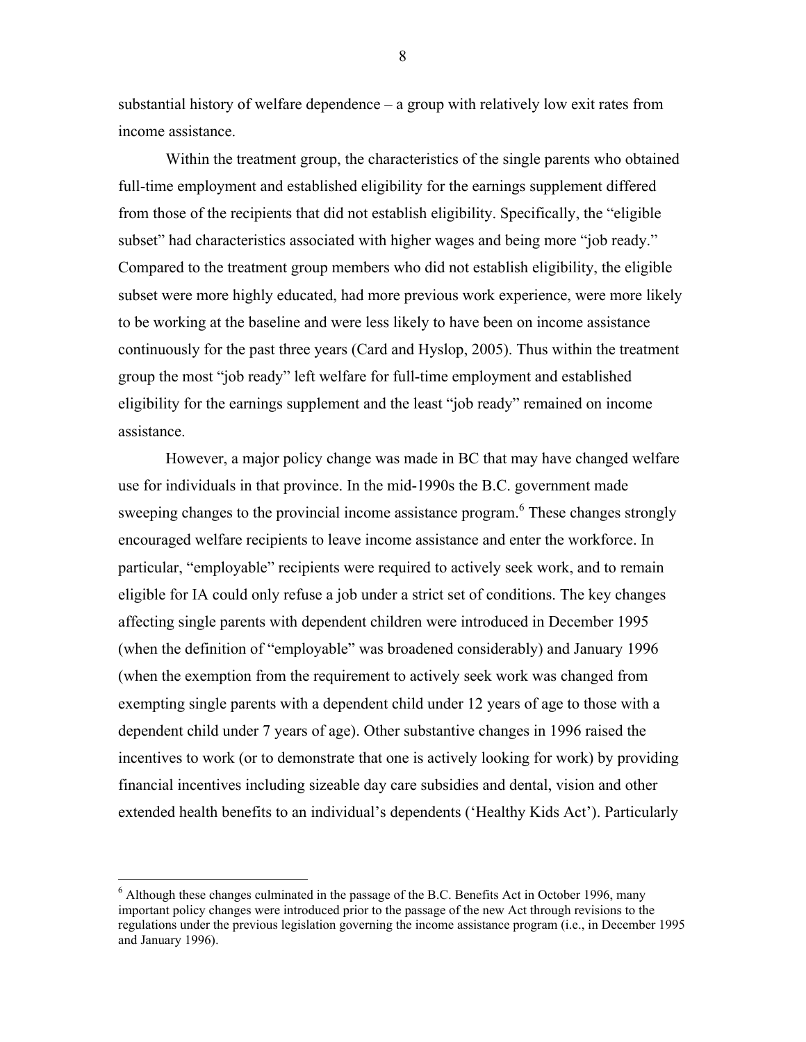substantial history of welfare dependence – a group with relatively low exit rates from income assistance.

Within the treatment group, the characteristics of the single parents who obtained full-time employment and established eligibility for the earnings supplement differed from those of the recipients that did not establish eligibility. Specifically, the "eligible subset" had characteristics associated with higher wages and being more "job ready." Compared to the treatment group members who did not establish eligibility, the eligible subset were more highly educated, had more previous work experience, were more likely to be working at the baseline and were less likely to have been on income assistance continuously for the past three years (Card and Hyslop, 2005). Thus within the treatment group the most "job ready" left welfare for full-time employment and established eligibility for the earnings supplement and the least "job ready" remained on income assistance.

However, a major policy change was made in BC that may have changed welfare use for individuals in that province. In the mid-1990s the B.C. government made sweeping changes to the provincial income assistance program.[6] These changes strongly encouraged welfare recipients to leave income assistance and enter the workforce. In particular, "employable" recipients were required to actively seek work, and to remain eligible for IA could only refuse a job under a strict set of conditions. The key changes affecting single parents with dependent children were introduced in December 1995 (when the definition of "employable" was broadened considerably) and January 1996 (when the exemption from the requirement to actively seek work was changed from exempting single parents with a dependent child under 12 years of age to those with a dependent child under 7 years of age). Other substantive changes in 1996 raised the incentives to work (or to demonstrate that one is actively looking for work) by providing financial incentives including sizeable day care subsidies and dental, vision and other extended health benefits to an individual's dependents ('Healthy Kids Act'). Particularly

[6] Although these changes culminated in the passage of the B.C. Benefits Act in October 1996, many important policy changes were introduced prior to the passage of the new Act through revisions to the regulations under the previous legislation governing the income assistance program (i.e., in December 1995 and January 1996).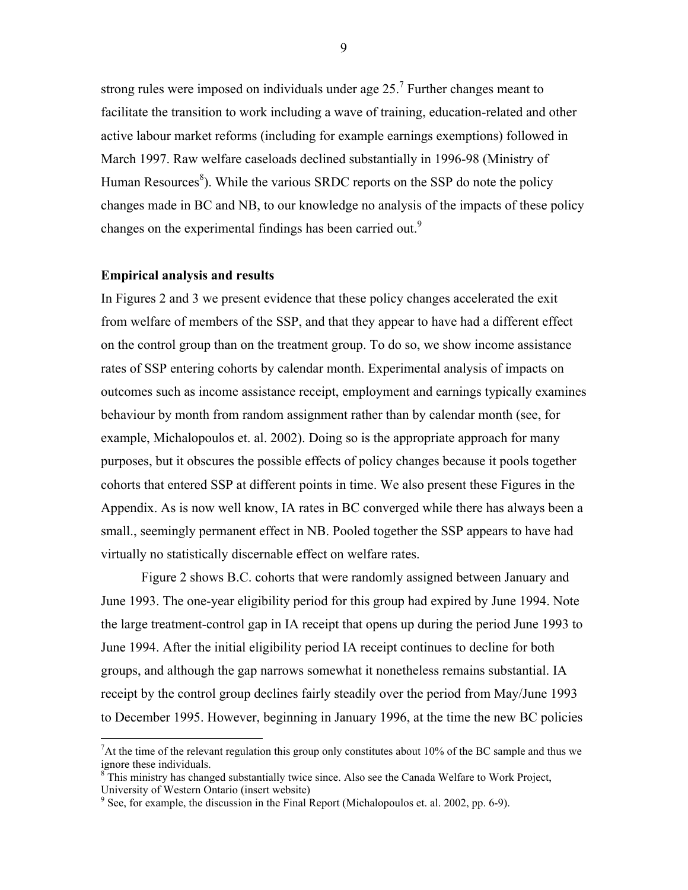strong rules were imposed on individuals under age 25.[7] Further changes meant to facilitate the transition to work including a wave of training, education-related and other active labour market reforms (including for example earnings exemptions) followed in March 1997. Raw welfare caseloads declined substantially in 1996-98 (Ministry of Human Resources[8]). While the various SRDC reports on the SSP do note the policy changes made in BC and NB, to our knowledge no analysis of the impacts of these policy changes on the experimental findings has been carried out.[9]

**Empirical analysis and results**

In Figures 2 and 3 we present evidence that these policy changes accelerated the exit from welfare of members of the SSP, and that they appear to have had a different effect on the control group than on the treatment group. To do so, we show income assistance rates of SSP entering cohorts by calendar month. Experimental analysis of impacts on outcomes such as income assistance receipt, employment and earnings typically examines behaviour by month from random assignment rather than by calendar month (see, for example, Michalopoulos et. al. 2002). Doing so is the appropriate approach for many purposes, but it obscures the possible effects of policy changes because it pools together cohorts that entered SSP at different points in time. We also present these Figures in the Appendix. As is now well know, IA rates in BC converged while there has always been a small., seemingly permanent effect in NB. Pooled together the SSP appears to have had virtually no statistically discernable effect on welfare rates.

Figure 2 shows B.C. cohorts that were randomly assigned between January and June 1993. The one-year eligibility period for this group had expired by June 1994. Note the large treatment-control gap in IA receipt that opens up during the period June 1993 to June 1994. After the initial eligibility period IA receipt continues to decline for both groups, and although the gap narrows somewhat it nonetheless remains substantial. IA receipt by the control group declines fairly steadily over the period from May/June 1993 to December 1995. However, beginning in January 1996, at the time the new BC policies

[7] At the time of the relevant regulation this group only constitutes about 10% of the BC sample and thus we ignore these individuals.

[8] This ministry has changed substantially twice since. Also see the Canada Welfare to Work Project, University of Western Ontario (insert website)

[9] See, for example, the discussion in the Final Report (Michalopoulos et. al. 2002, pp. 6-9).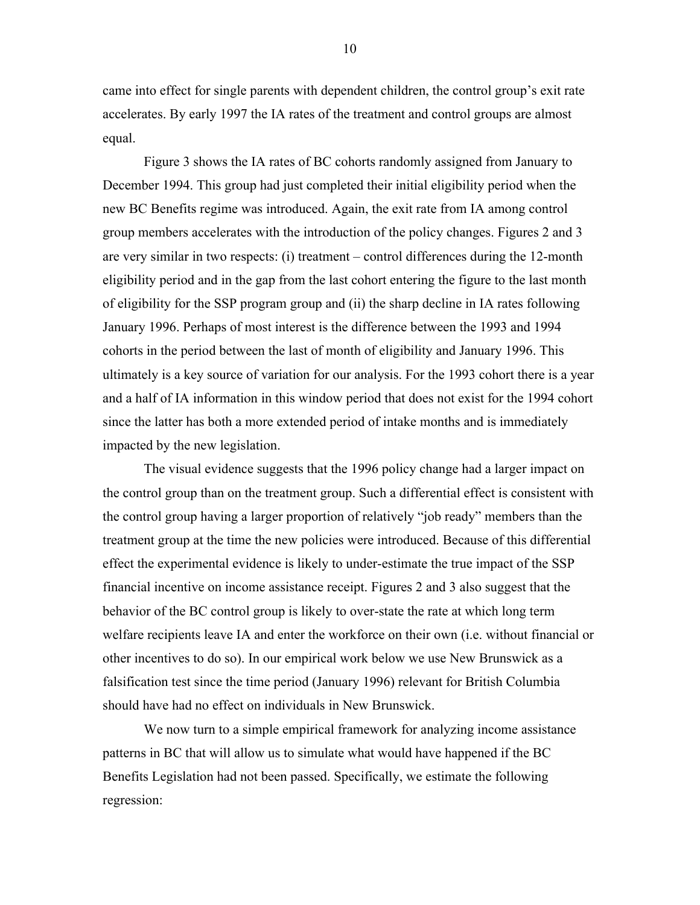came into effect for single parents with dependent children, the control group's exit rate accelerates. By early 1997 the IA rates of the treatment and control groups are almost equal.

Figure 3 shows the IA rates of BC cohorts randomly assigned from January to December 1994. This group had just completed their initial eligibility period when the new BC Benefits regime was introduced. Again, the exit rate from IA among control group members accelerates with the introduction of the policy changes. Figures 2 and 3 are very similar in two respects: (i) treatment – control differences during the 12-month eligibility period and in the gap from the last cohort entering the figure to the last month of eligibility for the SSP program group and (ii) the sharp decline in IA rates following January 1996. Perhaps of most interest is the difference between the 1993 and 1994 cohorts in the period between the last of month of eligibility and January 1996. This ultimately is a key source of variation for our analysis. For the 1993 cohort there is a year and a half of IA information in this window period that does not exist for the 1994 cohort since the latter has both a more extended period of intake months and is immediately impacted by the new legislation.

The visual evidence suggests that the 1996 policy change had a larger impact on the control group than on the treatment group. Such a differential effect is consistent with the control group having a larger proportion of relatively "job ready" members than the treatment group at the time the new policies were introduced. Because of this differential effect the experimental evidence is likely to under-estimate the true impact of the SSP financial incentive on income assistance receipt. Figures 2 and 3 also suggest that the behavior of the BC control group is likely to over-state the rate at which long term welfare recipients leave IA and enter the workforce on their own (i.e. without financial or other incentives to do so). In our empirical work below we use New Brunswick as a falsification test since the time period (January 1996) relevant for British Columbia should have had no effect on individuals in New Brunswick.

We now turn to a simple empirical framework for analyzing income assistance patterns in BC that will allow us to simulate what would have happened if the BC Benefits Legislation had not been passed. Specifically, we estimate the following regression: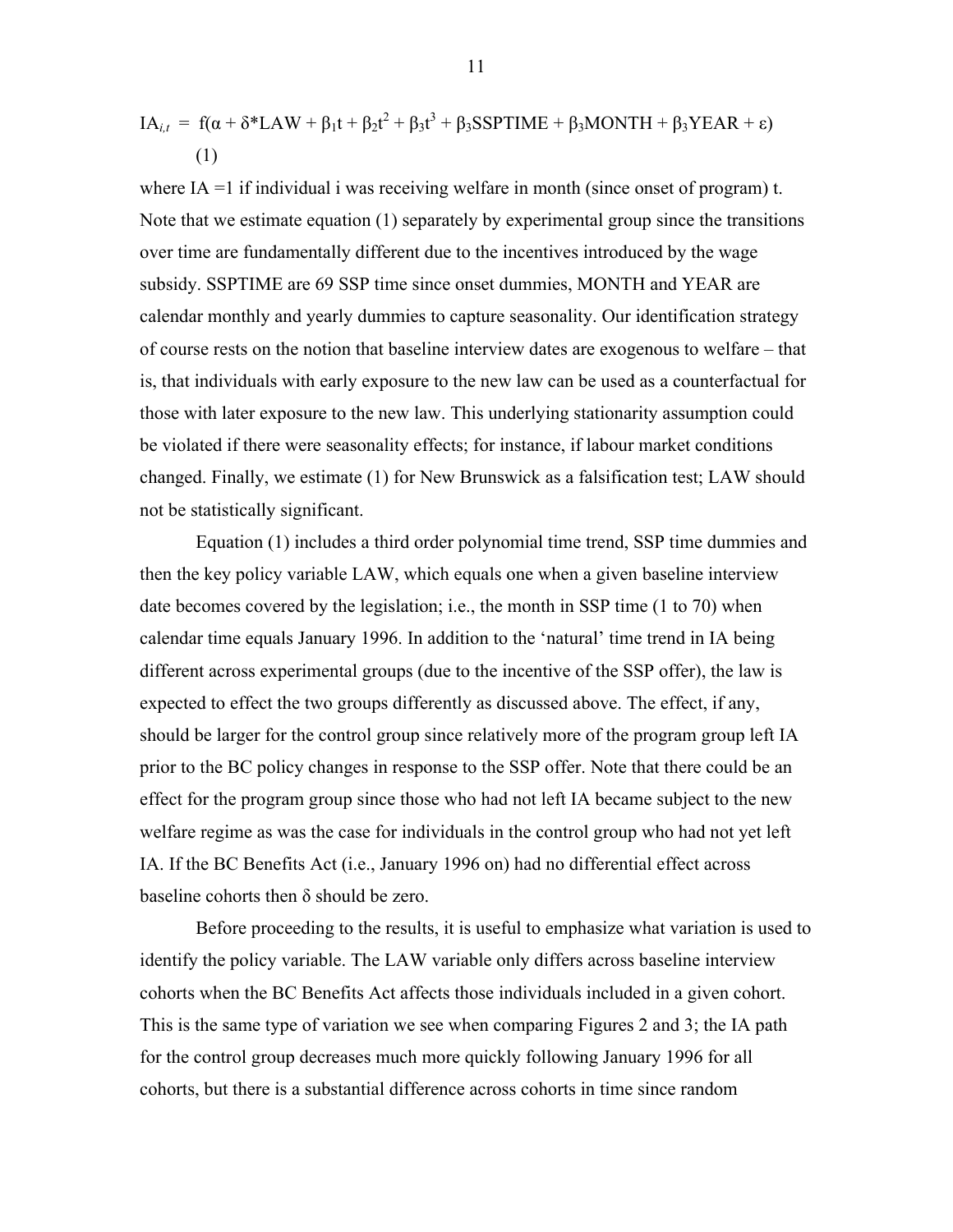$$IA_{i,t} = f(\alpha + \delta{*}LAW + \beta_1 t + \beta_2 t^2 + \beta_3 t^3 + \beta_3 SSPTIME + \beta_3 MONTH + \beta_3 YEAR + \varepsilon) \quad (1)$$

where IA =1 if individual i was receiving welfare in month (since onset of program) t. Note that we estimate equation (1) separately by experimental group since the transitions over time are fundamentally different due to the incentives introduced by the wage subsidy. SSPTIME are 69 SSP time since onset dummies, MONTH and YEAR are calendar monthly and yearly dummies to capture seasonality. Our identification strategy of course rests on the notion that baseline interview dates are exogenous to welfare – that is, that individuals with early exposure to the new law can be used as a counterfactual for those with later exposure to the new law. This underlying stationarity assumption could be violated if there were seasonality effects; for instance, if labour market conditions changed. Finally, we estimate (1) for New Brunswick as a falsification test; LAW should not be statistically significant.

Equation (1) includes a third order polynomial time trend, SSP time dummies and then the key policy variable LAW, which equals one when a given baseline interview date becomes covered by the legislation; i.e., the month in SSP time (1 to 70) when calendar time equals January 1996. In addition to the 'natural' time trend in IA being different across experimental groups (due to the incentive of the SSP offer), the law is expected to effect the two groups differently as discussed above. The effect, if any, should be larger for the control group since relatively more of the program group left IA prior to the BC policy changes in response to the SSP offer. Note that there could be an effect for the program group since those who had not left IA became subject to the new welfare regime as was the case for individuals in the control group who had not yet left IA. If the BC Benefits Act (i.e., January 1996 on) had no differential effect across baseline cohorts then $\delta$ should be zero.

Before proceeding to the results, it is useful to emphasize what variation is used to identify the policy variable. The LAW variable only differs across baseline interview cohorts when the BC Benefits Act affects those individuals included in a given cohort. This is the same type of variation we see when comparing Figures 2 and 3; the IA path for the control group decreases much more quickly following January 1996 for all cohorts, but there is a substantial difference across cohorts in time since random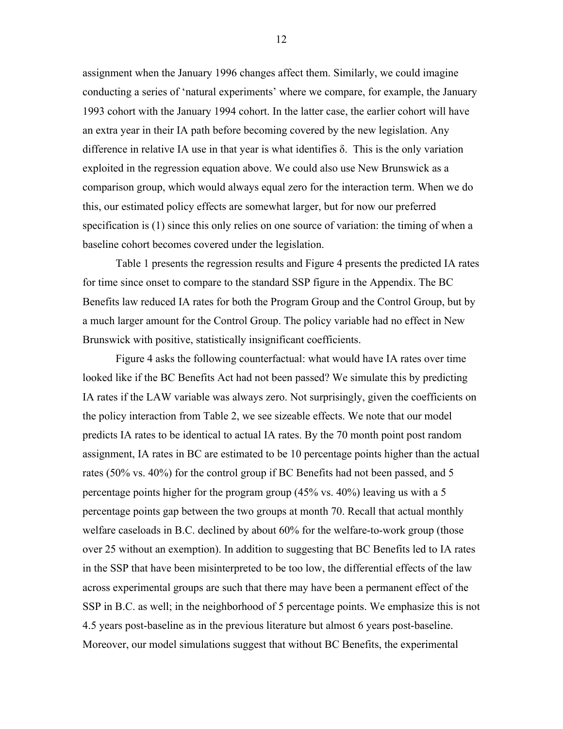assignment when the January 1996 changes affect them. Similarly, we could imagine conducting a series of 'natural experiments' where we compare, for example, the January 1993 cohort with the January 1994 cohort. In the latter case, the earlier cohort will have an extra year in their IA path before becoming covered by the new legislation. Any difference in relative IA use in that year is what identifies $\delta$. This is the only variation exploited in the regression equation above. We could also use New Brunswick as a comparison group, which would always equal zero for the interaction term. When we do this, our estimated policy effects are somewhat larger, but for now our preferred specification is (1) since this only relies on one source of variation: the timing of when a baseline cohort becomes covered under the legislation.

Table 1 presents the regression results and Figure 4 presents the predicted IA rates for time since onset to compare to the standard SSP figure in the Appendix. The BC Benefits law reduced IA rates for both the Program Group and the Control Group, but by a much larger amount for the Control Group. The policy variable had no effect in New Brunswick with positive, statistically insignificant coefficients.

Figure 4 asks the following counterfactual: what would have IA rates over time looked like if the BC Benefits Act had not been passed? We simulate this by predicting IA rates if the LAW variable was always zero. Not surprisingly, given the coefficients on the policy interaction from Table 2, we see sizeable effects. We note that our model predicts IA rates to be identical to actual IA rates. By the 70 month point post random assignment, IA rates in BC are estimated to be 10 percentage points higher than the actual rates (50% vs. 40%) for the control group if BC Benefits had not been passed, and 5 percentage points higher for the program group (45% vs. 40%) leaving us with a 5 percentage points gap between the two groups at month 70. Recall that actual monthly welfare caseloads in B.C. declined by about 60% for the welfare-to-work group (those over 25 without an exemption). In addition to suggesting that BC Benefits led to IA rates in the SSP that have been misinterpreted to be too low, the differential effects of the law across experimental groups are such that there may have been a permanent effect of the SSP in B.C. as well; in the neighborhood of 5 percentage points. We emphasize this is not 4.5 years post-baseline as in the previous literature but almost 6 years post-baseline. Moreover, our model simulations suggest that without BC Benefits, the experimental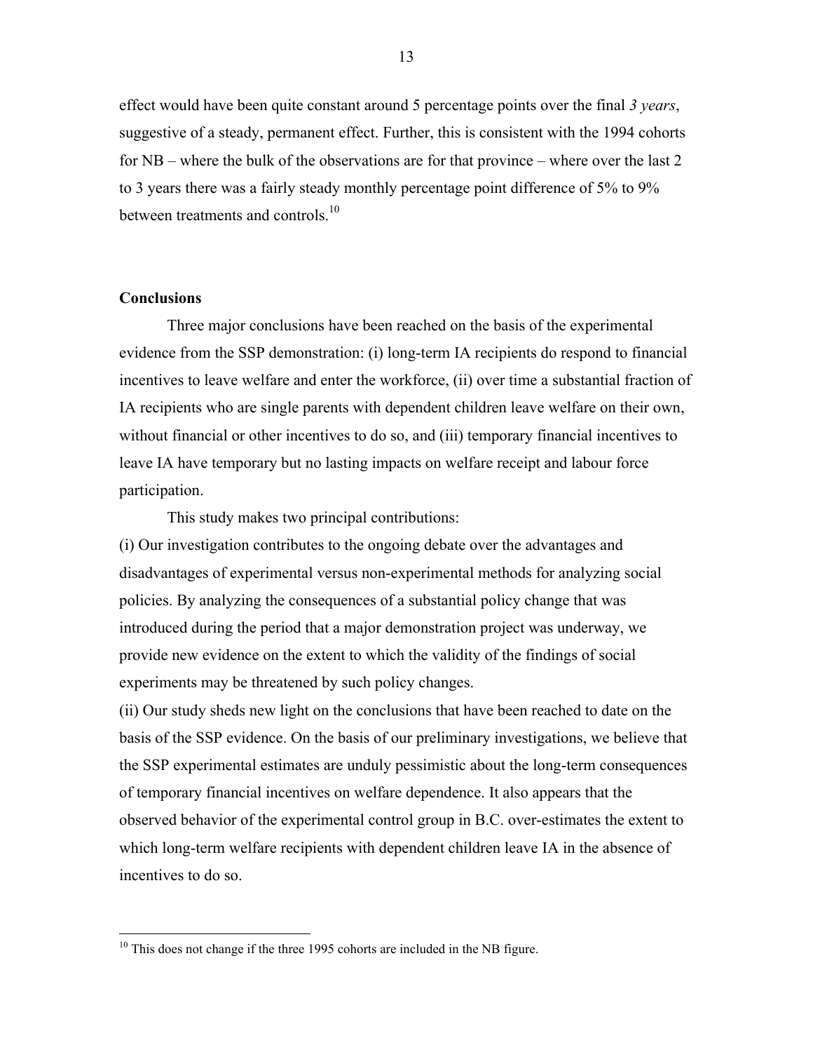effect would have been quite constant around 5 percentage points over the final *3 years*, suggestive of a steady, permanent effect. Further, this is consistent with the 1994 cohorts for NB – where the bulk of the observations are for that province – where over the last 2 to 3 years there was a fairly steady monthly percentage point difference of 5% to 9% between treatments and controls.[10]

**Conclusions**

Three major conclusions have been reached on the basis of the experimental evidence from the SSP demonstration: (i) long-term IA recipients do respond to financial incentives to leave welfare and enter the workforce, (ii) over time a substantial fraction of IA recipients who are single parents with dependent children leave welfare on their own, without financial or other incentives to do so, and (iii) temporary financial incentives to leave IA have temporary but no lasting impacts on welfare receipt and labour force participation.

This study makes two principal contributions:

(i) Our investigation contributes to the ongoing debate over the advantages and disadvantages of experimental versus non-experimental methods for analyzing social policies. By analyzing the consequences of a substantial policy change that was introduced during the period that a major demonstration project was underway, we provide new evidence on the extent to which the validity of the findings of social experiments may be threatened by such policy changes.

(ii) Our study sheds new light on the conclusions that have been reached to date on the basis of the SSP evidence. On the basis of our preliminary investigations, we believe that the SSP experimental estimates are unduly pessimistic about the long-term consequences of temporary financial incentives on welfare dependence. It also appears that the observed behavior of the experimental control group in B.C. over-estimates the extent to which long-term welfare recipients with dependent children leave IA in the absence of incentives to do so.

---

[10] This does not change if the three 1995 cohorts are included in the NB figure.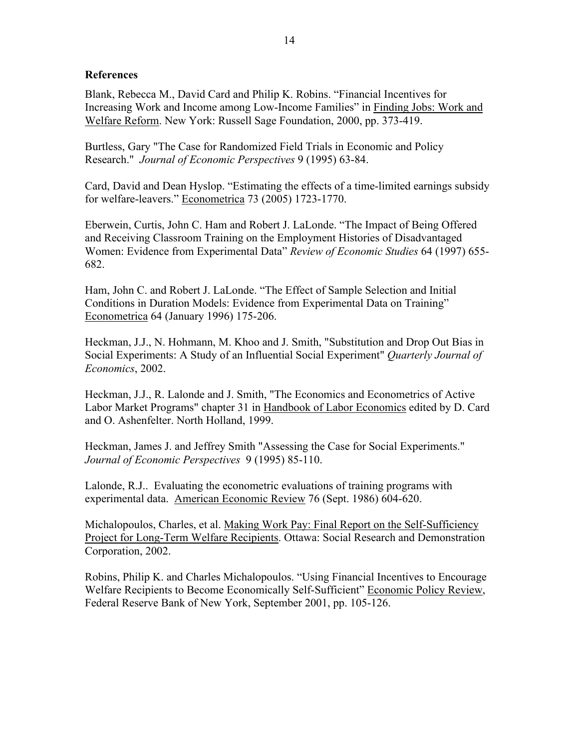## References

Blank, Rebecca M., David Card and Philip K. Robins. "Financial Incentives for Increasing Work and Income among Low-Income Families" in Finding Jobs: Work and Welfare Reform. New York: Russell Sage Foundation, 2000, pp. 373-419.

Burtless, Gary "The Case for Randomized Field Trials in Economic and Policy Research." *Journal of Economic Perspectives* 9 (1995) 63-84.

Card, David and Dean Hyslop. "Estimating the effects of a time-limited earnings subsidy for welfare-leavers." Econometrica 73 (2005) 1723-1770.

Eberwein, Curtis, John C. Ham and Robert J. LaLonde. "The Impact of Being Offered and Receiving Classroom Training on the Employment Histories of Disadvantaged Women: Evidence from Experimental Data" *Review of Economic Studies* 64 (1997) 655-682.

Ham, John C. and Robert J. LaLonde. "The Effect of Sample Selection and Initial Conditions in Duration Models: Evidence from Experimental Data on Training" Econometrica 64 (January 1996) 175-206.

Heckman, J.J., N. Hohmann, M. Khoo and J. Smith, "Substitution and Drop Out Bias in Social Experiments: A Study of an Influential Social Experiment" *Quarterly Journal of Economics*, 2002.

Heckman, J.J., R. Lalonde and J. Smith, "The Economics and Econometrics of Active Labor Market Programs" chapter 31 in Handbook of Labor Economics edited by D. Card and O. Ashenfelter. North Holland, 1999.

Heckman, James J. and Jeffrey Smith "Assessing the Case for Social Experiments." *Journal of Economic Perspectives* 9 (1995) 85-110.

Lalonde, R.J.. Evaluating the econometric evaluations of training programs with experimental data. American Economic Review 76 (Sept. 1986) 604-620.

Michalopoulos, Charles, et al. Making Work Pay: Final Report on the Self-Sufficiency Project for Long-Term Welfare Recipients. Ottawa: Social Research and Demonstration Corporation, 2002.

Robins, Philip K. and Charles Michalopoulos. "Using Financial Incentives to Encourage Welfare Recipients to Become Economically Self-Sufficient" Economic Policy Review, Federal Reserve Bank of New York, September 2001, pp. 105-126.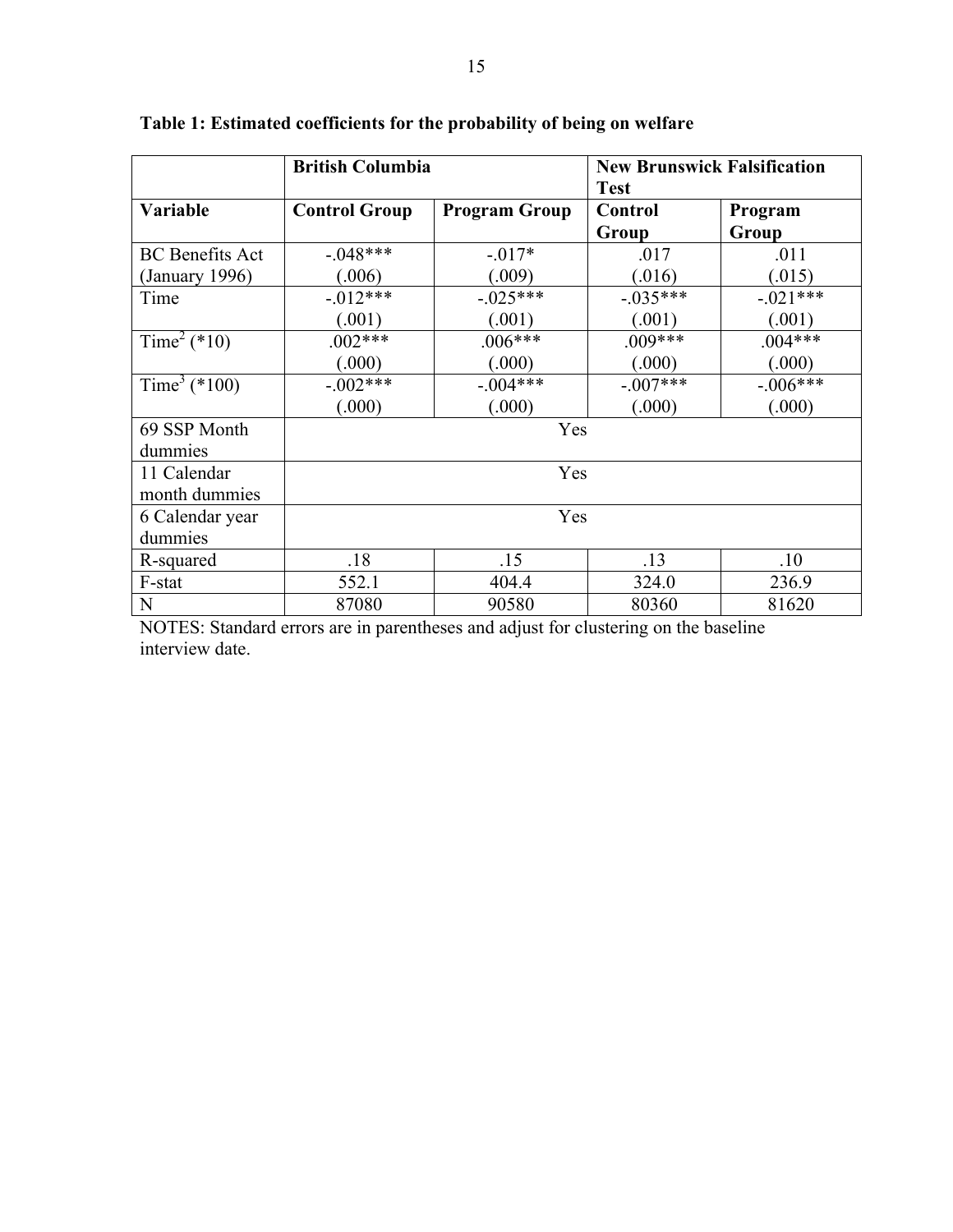**Table 1: Estimated coefficients for the probability of being on welfare**

| | British Columbia | | New Brunswick Falsification Test | |
|---|---|---|---|---|
| **Variable** | **Control Group** | **Program Group** | **Control Group** | **Program Group** |
| BC Benefits Act (January 1996) | -.048*** (.006) | -.017* (.009) | .017 (.016) | .011 (.015) |
| Time | -.012*** (.001) | -.025*** (.001) | -.035*** (.001) | -.021*** (.001) |
| $Time^2$ (*10) | .002*** (.000) | .006*** (.000) | .009*** (.000) | .004*** (.000) |
| $Time^3$ (*100) | -.002*** (.000) | -.004*** (.000) | -.007*** (.000) | -.006*** (.000) |
| 69 SSP Month dummies | Yes | | | |
| 11 Calendar month dummies | Yes | | | |
| 6 Calendar year dummies | Yes | | | |
| R-squared | .18 | .15 | .13 | .10 |
| F-stat | 552.1 | 404.4 | 324.0 | 236.9 |
| N | 87080 | 90580 | 80360 | 81620 |

NOTES: Standard errors are in parentheses and adjust for clustering on the baseline interview date.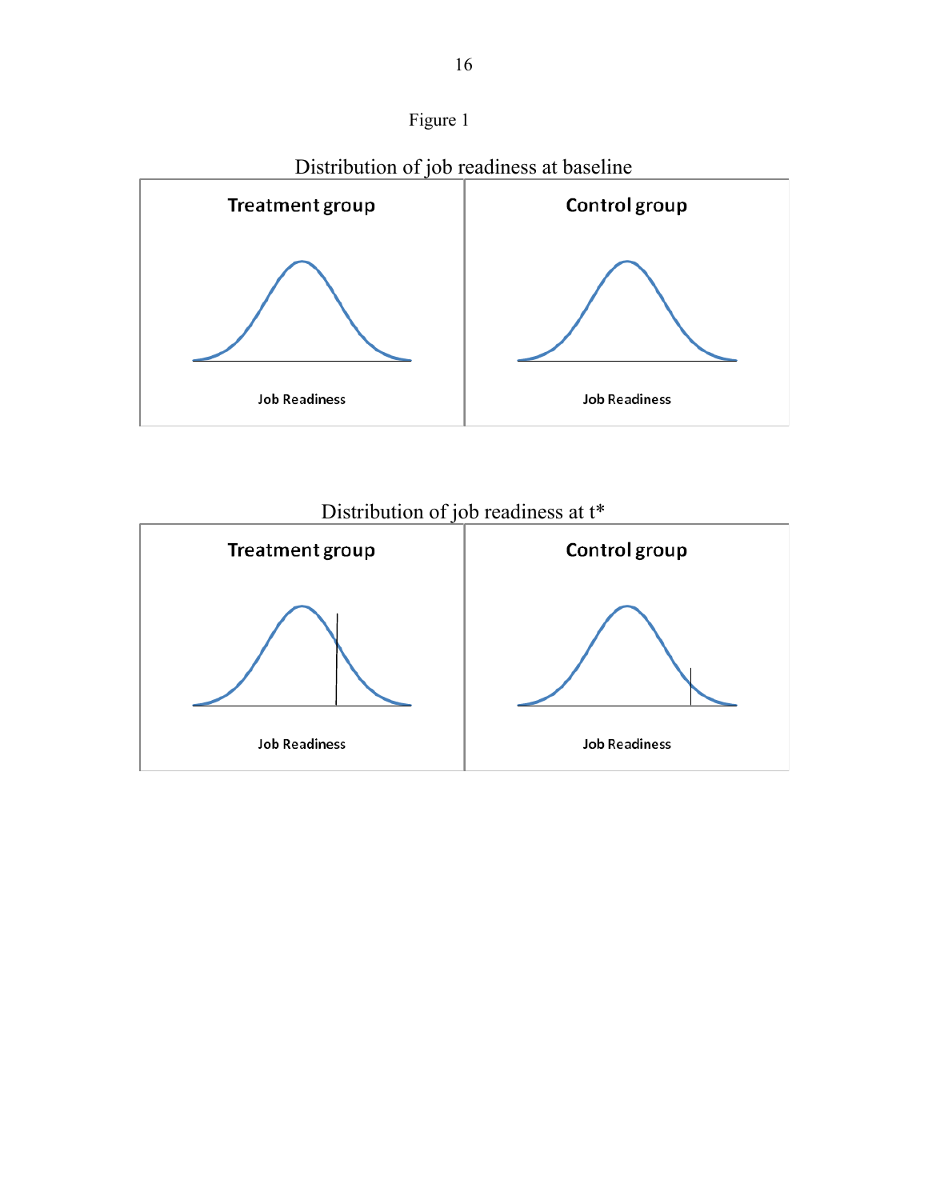Figure 1

Distribution of job readiness at baseline

**Treatment group**

Job Readiness

**Control group**

Job Readiness

Distribution of job readiness at t*

**Treatment group**

Job Readiness

**Control group**

Job Readiness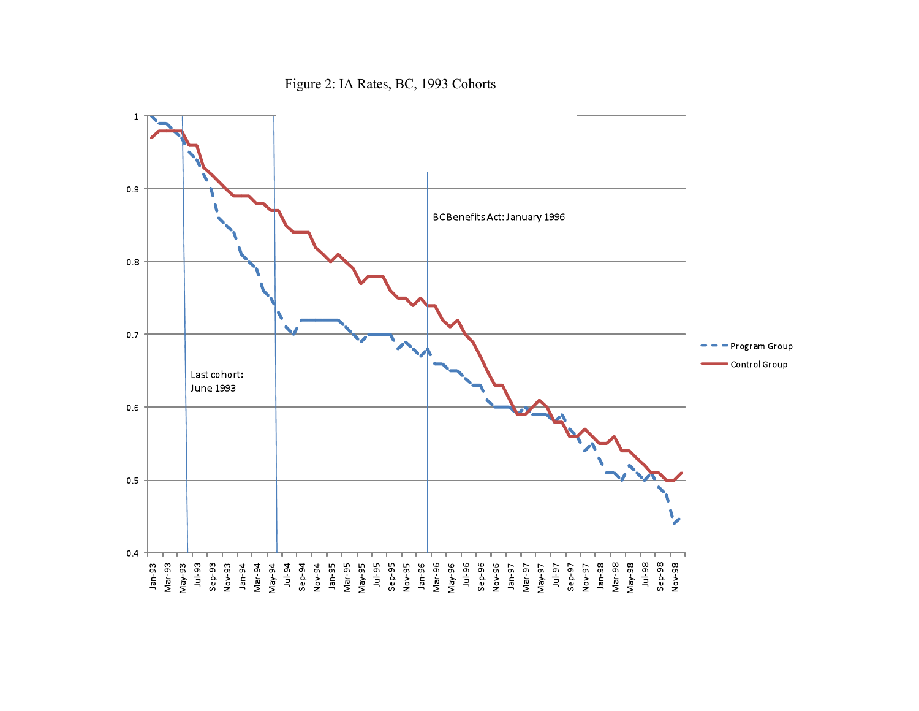Figure 2: IA Rates, BC, 1993 Cohorts

Last cohort: June 1993

BC Benefits Act: January 1996

Program Group

Control Group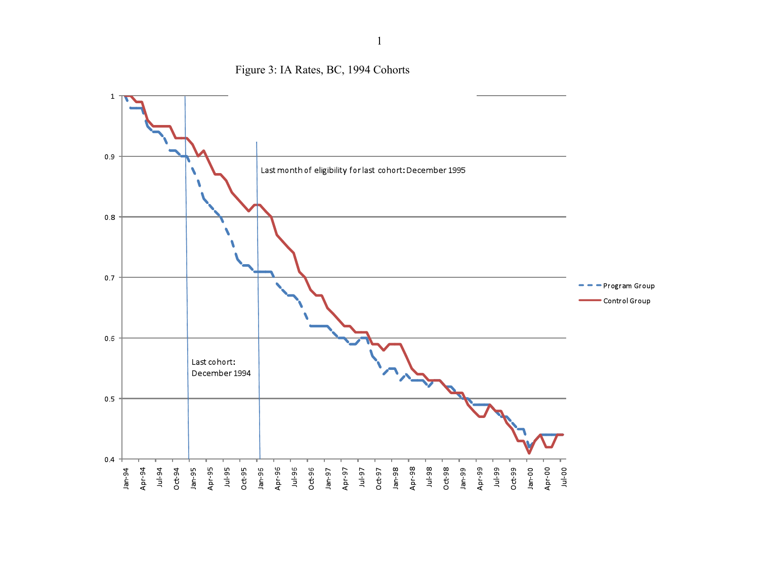Figure 3: IA Rates, BC, 1994 Cohorts

Last month of eligibility for last cohort: December 1995

Last cohort: December 1994

Program Group

Control Group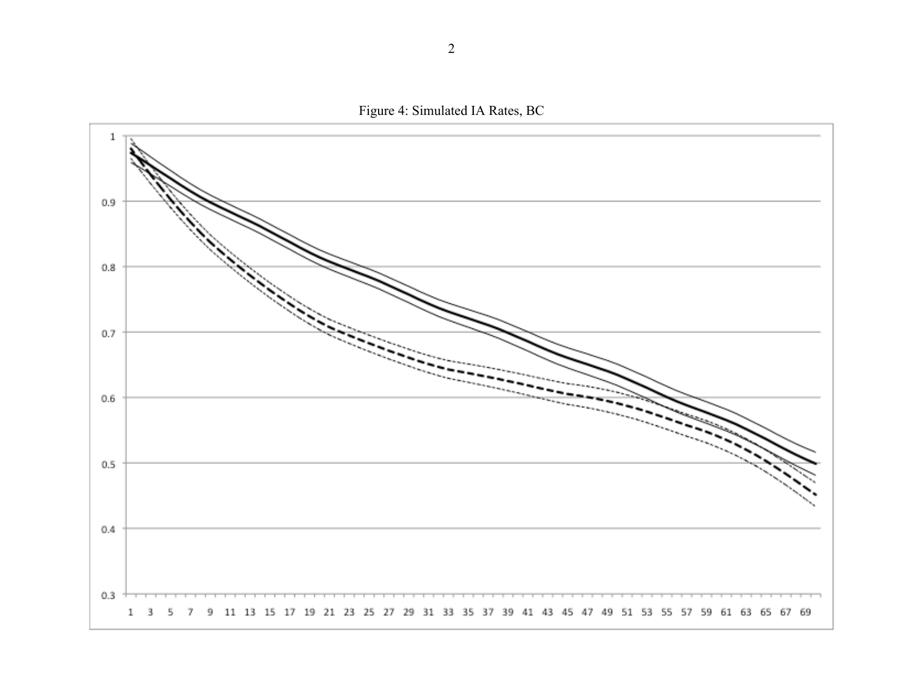Figure 4: Simulated IA Rates, BC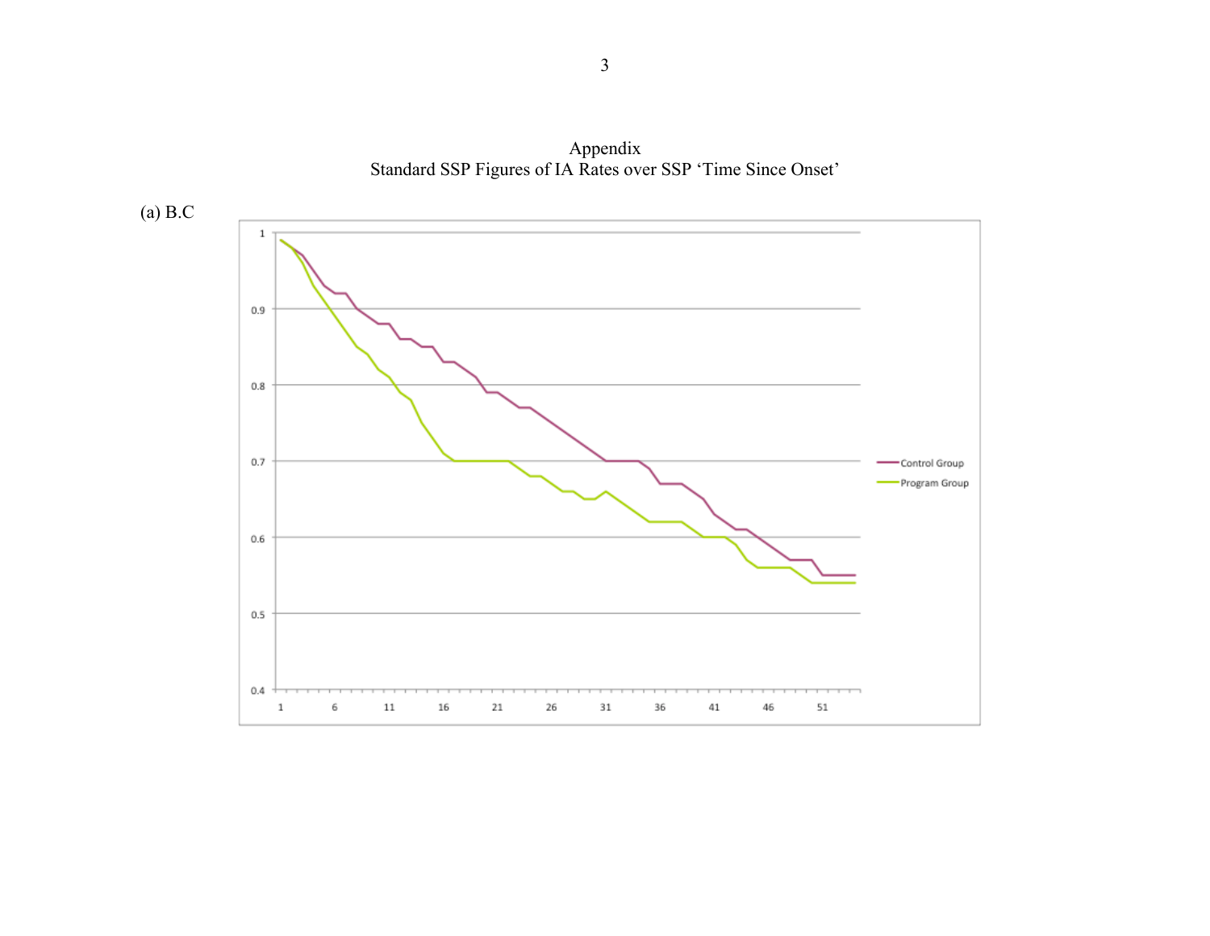# Appendix

## Standard SSP Figures of IA Rates over SSP 'Time Since Onset'

(a) B.C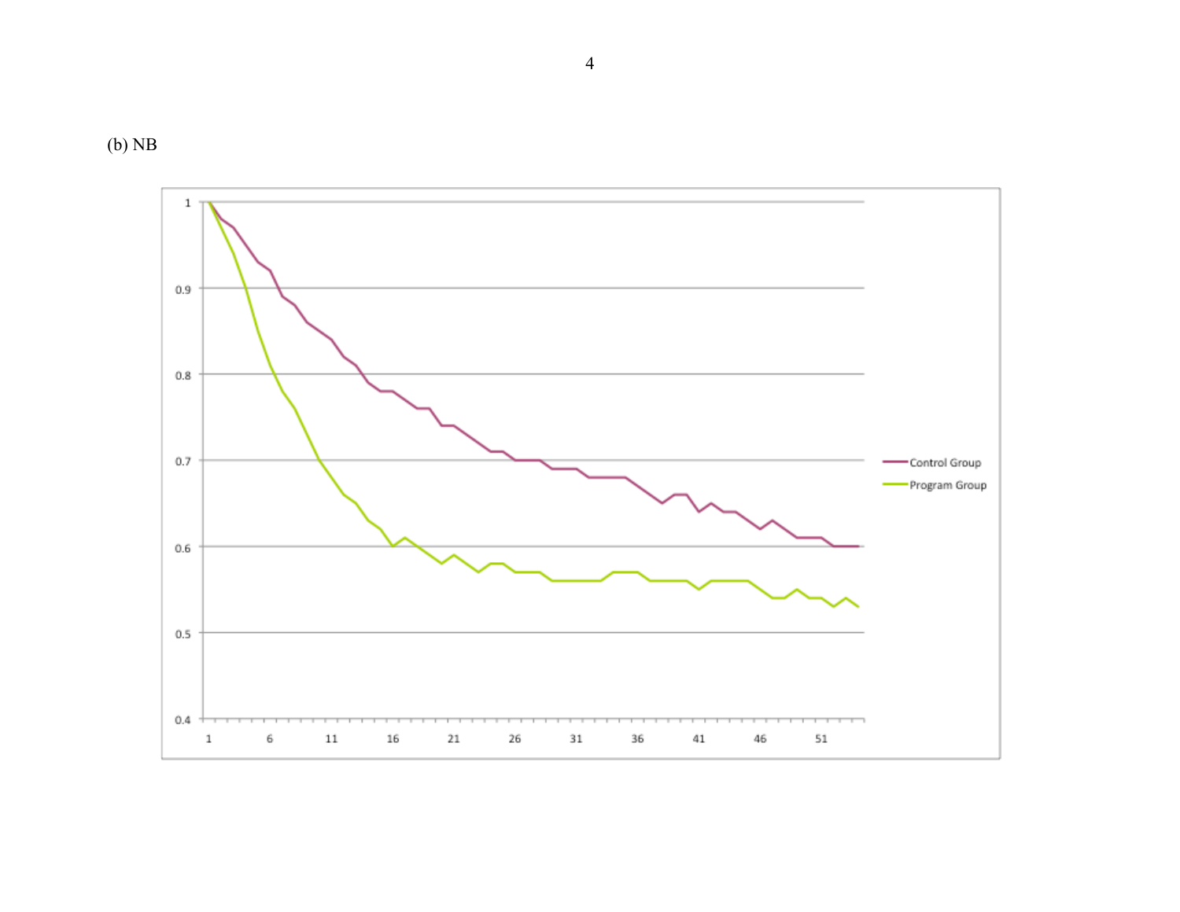(b) NB

1
0.9
0.8
0.7
0.6
0.5
0.4

1 6 11 16 21 26 31 36 41 46 51

Control Group
Program Group